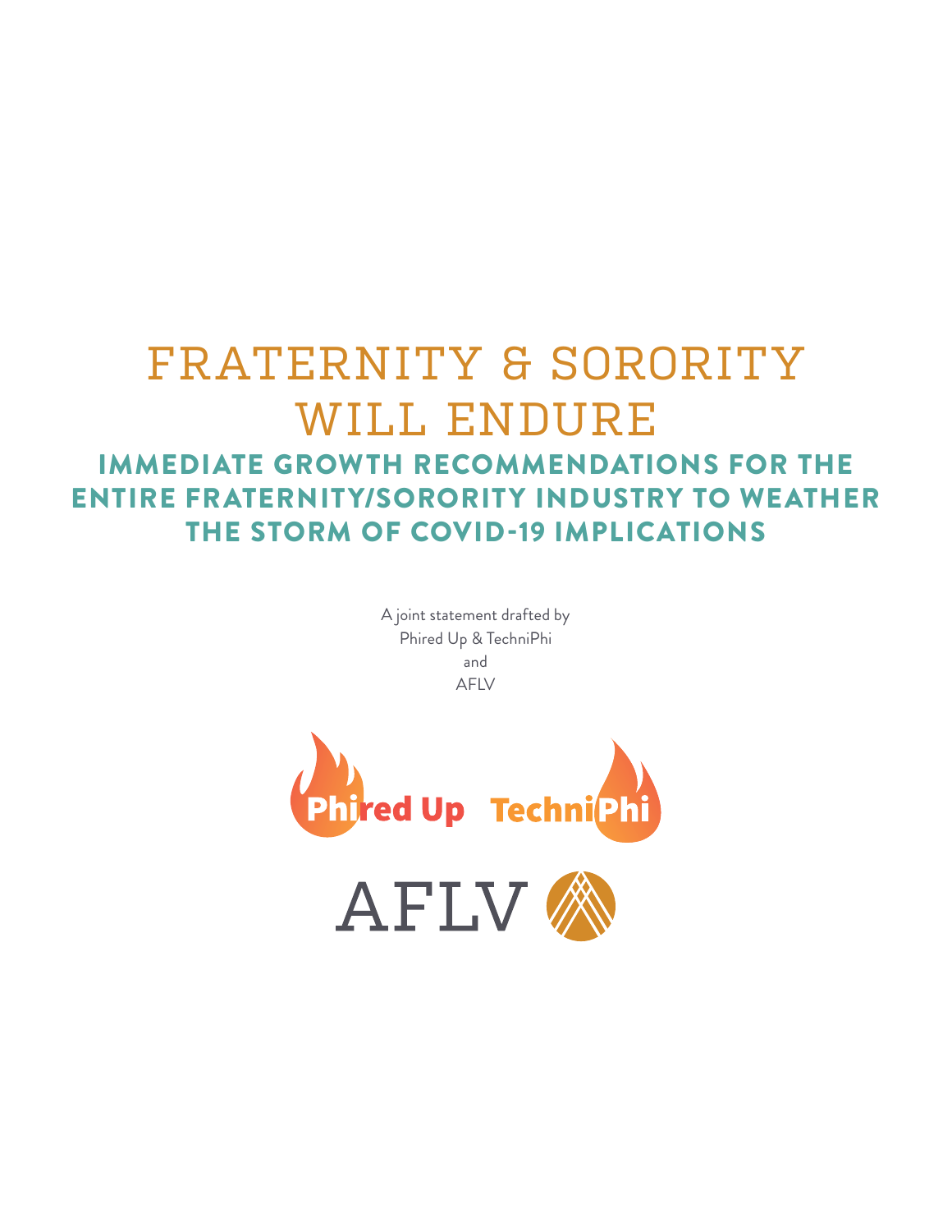# FRATERNITY & SORORITY WILL ENDURE

## IMMEDIATE GROWTH RECOMMENDATIONS FOR THE ENTIRE FRATERNITY/SORORITY INDUSTRY TO WEATHER THE STORM OF COVID-19 IMPLICATIONS

A joint statement drafted by
Phired Up & TechniPhi
and
AFLV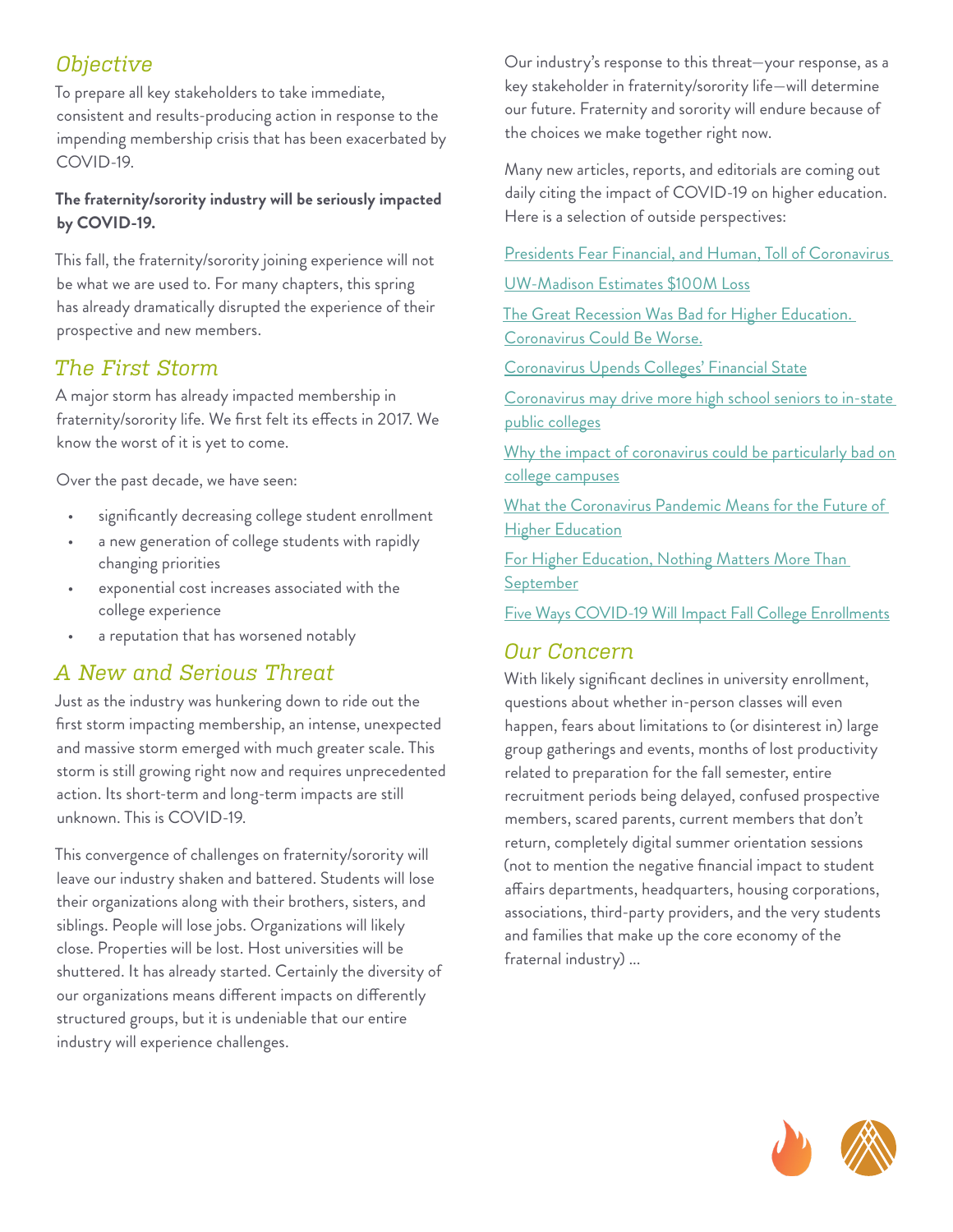## *Objective*

To prepare all key stakeholders to take immediate, consistent and results-producing action in response to the impending membership crisis that has been exacerbated by COVID-19.

**The fraternity/sorority industry will be seriously impacted by COVID-19.**

This fall, the fraternity/sorority joining experience will not be what we are used to. For many chapters, this spring has already dramatically disrupted the experience of their prospective and new members.

## *The First Storm*

A major storm has already impacted membership in fraternity/sorority life. We first felt its effects in 2017. We know the worst of it is yet to come.

Over the past decade, we have seen:

- significantly decreasing college student enrollment
- a new generation of college students with rapidly changing priorities
- exponential cost increases associated with the college experience
- a reputation that has worsened notably

## *A New and Serious Threat*

Just as the industry was hunkering down to ride out the first storm impacting membership, an intense, unexpected and massive storm emerged with much greater scale. This storm is still growing right now and requires unprecedented action. Its short-term and long-term impacts are still unknown. This is COVID-19.

This convergence of challenges on fraternity/sorority will leave our industry shaken and battered. Students will lose their organizations along with their brothers, sisters, and siblings. People will lose jobs. Organizations will likely close. Properties will be lost. Host universities will be shuttered. It has already started. Certainly the diversity of our organizations means different impacts on differently structured groups, but it is undeniable that our entire industry will experience challenges.

Our industry's response to this threat—your response, as a key stakeholder in fraternity/sorority life—will determine our future. Fraternity and sorority will endure because of the choices we make together right now.

Many new articles, reports, and editorials are coming out daily citing the impact of COVID-19 on higher education. Here is a selection of outside perspectives:

Presidents Fear Financial, and Human, Toll of Coronavirus

UW-Madison Estimates $100M Loss

The Great Recession Was Bad for Higher Education. Coronavirus Could Be Worse.

Coronavirus Upends Colleges' Financial State

Coronavirus may drive more high school seniors to in-state public colleges

Why the impact of coronavirus could be particularly bad on college campuses

What the Coronavirus Pandemic Means for the Future of Higher Education

For Higher Education, Nothing Matters More Than September

Five Ways COVID-19 Will Impact Fall College Enrollments

## *Our Concern*

With likely significant declines in university enrollment, questions about whether in-person classes will even happen, fears about limitations to (or disinterest in) large group gatherings and events, months of lost productivity related to preparation for the fall semester, entire recruitment periods being delayed, confused prospective members, scared parents, current members that don't return, completely digital summer orientation sessions (not to mention the negative financial impact to student affairs departments, headquarters, housing corporations, associations, third-party providers, and the very students and families that make up the core economy of the fraternal industry) ...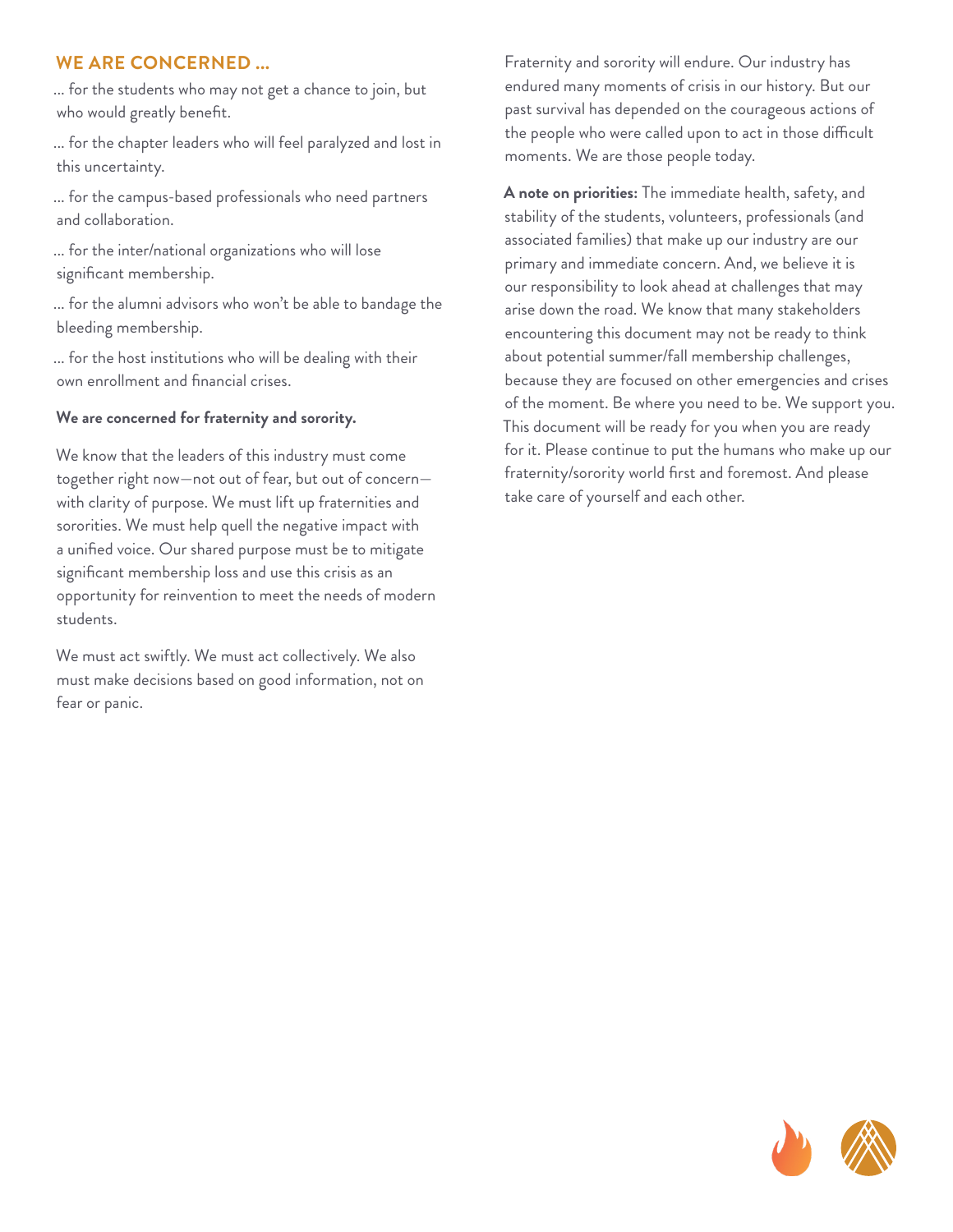## WE ARE CONCERNED ...

... for the students who may not get a chance to join, but who would greatly benefit.

... for the chapter leaders who will feel paralyzed and lost in this uncertainty.

... for the campus-based professionals who need partners and collaboration.

... for the inter/national organizations who will lose significant membership.

... for the alumni advisors who won't be able to bandage the bleeding membership.

... for the host institutions who will be dealing with their own enrollment and financial crises.

**We are concerned for fraternity and sorority.**

We know that the leaders of this industry must come together right now—not out of fear, but out of concern—with clarity of purpose. We must lift up fraternities and sororities. We must help quell the negative impact with a unified voice. Our shared purpose must be to mitigate significant membership loss and use this crisis as an opportunity for reinvention to meet the needs of modern students.

We must act swiftly. We must act collectively. We also must make decisions based on good information, not on fear or panic.

Fraternity and sorority will endure. Our industry has endured many moments of crisis in our history. But our past survival has depended on the courageous actions of the people who were called upon to act in those difficult moments. We are those people today.

**A note on priorities:** The immediate health, safety, and stability of the students, volunteers, professionals (and associated families) that make up our industry are our primary and immediate concern. And, we believe it is our responsibility to look ahead at challenges that may arise down the road. We know that many stakeholders encountering this document may not be ready to think about potential summer/fall membership challenges, because they are focused on other emergencies and crises of the moment. Be where you need to be. We support you. This document will be ready for you when you are ready for it. Please continue to put the humans who make up our fraternity/sorority world first and foremost. And please take care of yourself and each other.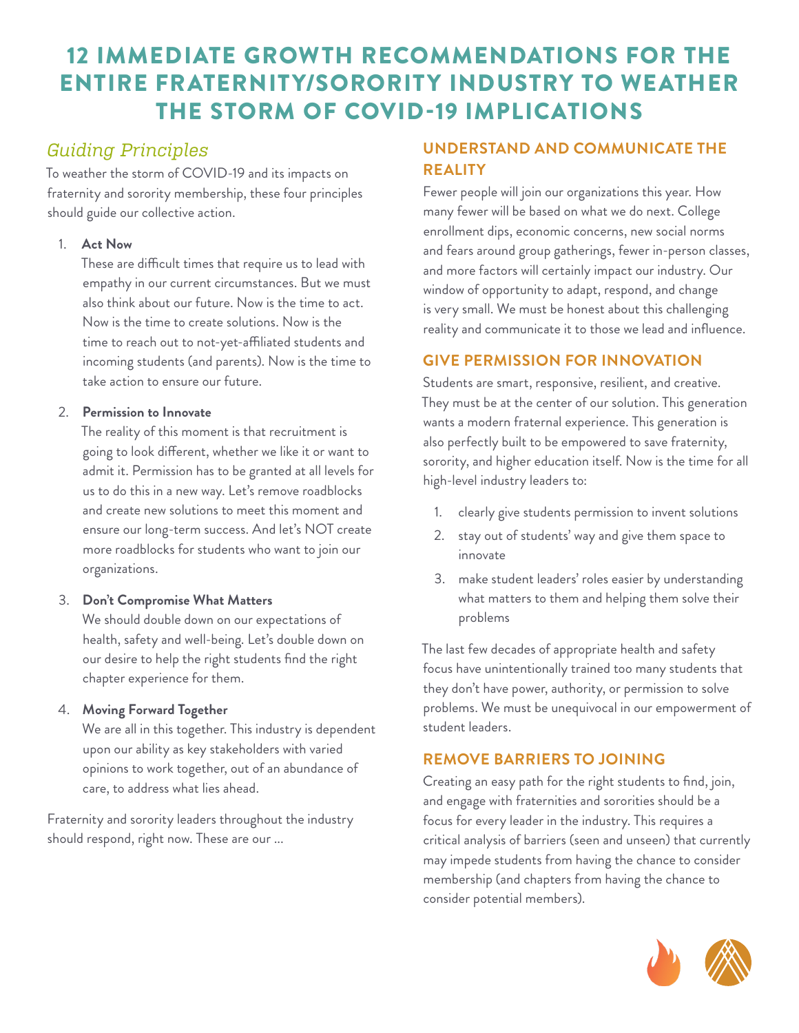# 12 IMMEDIATE GROWTH RECOMMENDATIONS FOR THE ENTIRE FRATERNITY/SORORITY INDUSTRY TO WEATHER THE STORM OF COVID-19 IMPLICATIONS

## *Guiding Principles*

To weather the storm of COVID-19 and its impacts on fraternity and sorority membership, these four principles should guide our collective action.

1. **Act Now**
   These are difficult times that require us to lead with empathy in our current circumstances. But we must also think about our future. Now is the time to act. Now is the time to create solutions. Now is the time to reach out to not-yet-affiliated students and incoming students (and parents). Now is the time to take action to ensure our future.

2. **Permission to Innovate**
   The reality of this moment is that recruitment is going to look different, whether we like it or want to admit it. Permission has to be granted at all levels for us to do this in a new way. Let's remove roadblocks and create new solutions to meet this moment and ensure our long-term success. And let's NOT create more roadblocks for students who want to join our organizations.

3. **Don't Compromise What Matters**
   We should double down on our expectations of health, safety and well-being. Let's double down on our desire to help the right students find the right chapter experience for them.

4. **Moving Forward Together**
   We are all in this together. This industry is dependent upon our ability as key stakeholders with varied opinions to work together, out of an abundance of care, to address what lies ahead.

Fraternity and sorority leaders throughout the industry should respond, right now. These are our ...

## UNDERSTAND AND COMMUNICATE THE REALITY

Fewer people will join our organizations this year. How many fewer will be based on what we do next. College enrollment dips, economic concerns, new social norms and fears around group gatherings, fewer in-person classes, and more factors will certainly impact our industry. Our window of opportunity to adapt, respond, and change is very small. We must be honest about this challenging reality and communicate it to those we lead and influence.

## GIVE PERMISSION FOR INNOVATION

Students are smart, responsive, resilient, and creative. They must be at the center of our solution. This generation wants a modern fraternal experience. This generation is also perfectly built to be empowered to save fraternity, sorority, and higher education itself. Now is the time for all high-level industry leaders to:

1. clearly give students permission to invent solutions
2. stay out of students' way and give them space to innovate
3. make student leaders' roles easier by understanding what matters to them and helping them solve their problems

The last few decades of appropriate health and safety focus have unintentionally trained too many students that they don't have power, authority, or permission to solve problems. We must be unequivocal in our empowerment of student leaders.

## REMOVE BARRIERS TO JOINING

Creating an easy path for the right students to find, join, and engage with fraternities and sororities should be a focus for every leader in the industry. This requires a critical analysis of barriers (seen and unseen) that currently may impede students from having the chance to consider membership (and chapters from having the chance to consider potential members).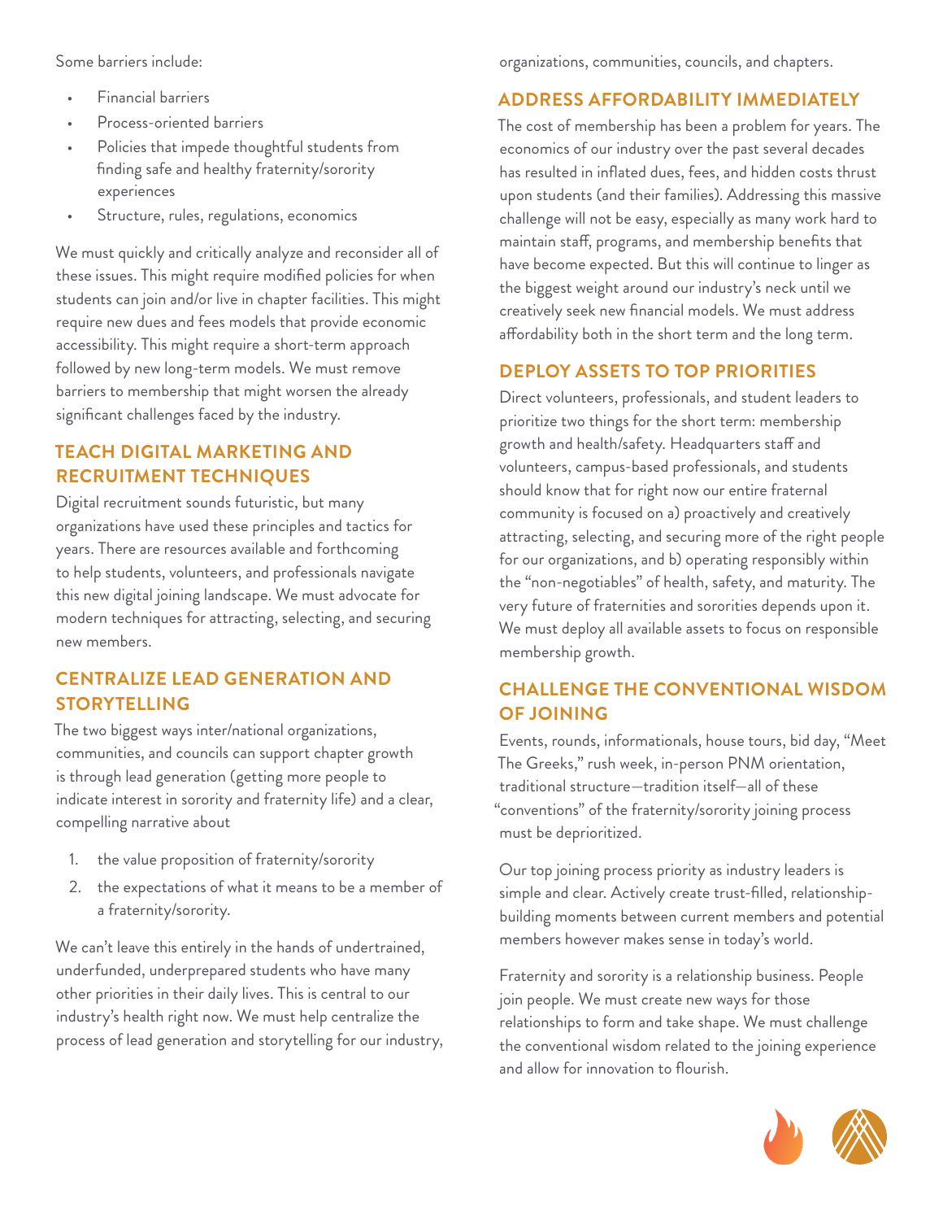Some barriers include:

- Financial barriers
- Process-oriented barriers
- Policies that impede thoughtful students from finding safe and healthy fraternity/sorority experiences
- Structure, rules, regulations, economics

We must quickly and critically analyze and reconsider all of these issues. This might require modified policies for when students can join and/or live in chapter facilities. This might require new dues and fees models that provide economic accessibility. This might require a short-term approach followed by new long-term models. We must remove barriers to membership that might worsen the already significant challenges faced by the industry.

## TEACH DIGITAL MARKETING AND RECRUITMENT TECHNIQUES

Digital recruitment sounds futuristic, but many organizations have used these principles and tactics for years. There are resources available and forthcoming to help students, volunteers, and professionals navigate this new digital joining landscape. We must advocate for modern techniques for attracting, selecting, and securing new members.

## CENTRALIZE LEAD GENERATION AND STORYTELLING

The two biggest ways inter/national organizations, communities, and councils can support chapter growth is through lead generation (getting more people to indicate interest in sorority and fraternity life) and a clear, compelling narrative about

1. the value proposition of fraternity/sorority
2. the expectations of what it means to be a member of a fraternity/sorority.

We can't leave this entirely in the hands of undertrained, underfunded, underprepared students who have many other priorities in their daily lives. This is central to our industry's health right now. We must help centralize the process of lead generation and storytelling for our industry, organizations, communities, councils, and chapters.

## ADDRESS AFFORDABILITY IMMEDIATELY

The cost of membership has been a problem for years. The economics of our industry over the past several decades has resulted in inflated dues, fees, and hidden costs thrust upon students (and their families). Addressing this massive challenge will not be easy, especially as many work hard to maintain staff, programs, and membership benefits that have become expected. But this will continue to linger as the biggest weight around our industry's neck until we creatively seek new financial models. We must address affordability both in the short term and the long term.

## DEPLOY ASSETS TO TOP PRIORITIES

Direct volunteers, professionals, and student leaders to prioritize two things for the short term: membership growth and health/safety. Headquarters staff and volunteers, campus-based professionals, and students should know that for right now our entire fraternal community is focused on a) proactively and creatively attracting, selecting, and securing more of the right people for our organizations, and b) operating responsibly within the "non-negotiables" of health, safety, and maturity. The very future of fraternities and sororities depends upon it. We must deploy all available assets to focus on responsible membership growth.

## CHALLENGE THE CONVENTIONAL WISDOM OF JOINING

Events, rounds, informationals, house tours, bid day, "Meet The Greeks," rush week, in-person PNM orientation, traditional structure—tradition itself—all of these "conventions" of the fraternity/sorority joining process must be deprioritized.

Our top joining process priority as industry leaders is simple and clear. Actively create trust-filled, relationship-building moments between current members and potential members however makes sense in today's world.

Fraternity and sorority is a relationship business. People join people. We must create new ways for those relationships to form and take shape. We must challenge the conventional wisdom related to the joining experience and allow for innovation to flourish.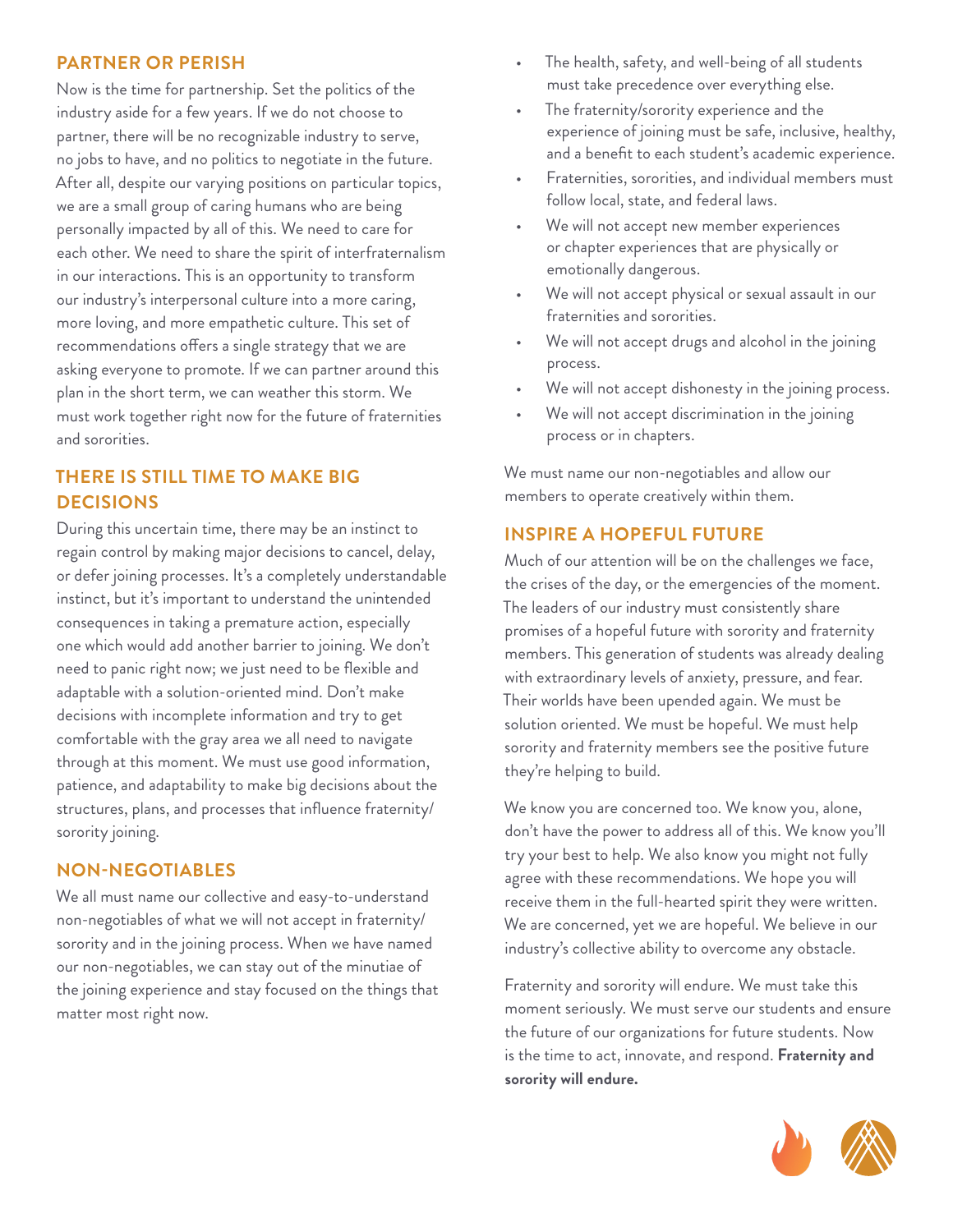## PARTNER OR PERISH

Now is the time for partnership. Set the politics of the industry aside for a few years. If we do not choose to partner, there will be no recognizable industry to serve, no jobs to have, and no politics to negotiate in the future. After all, despite our varying positions on particular topics, we are a small group of caring humans who are being personally impacted by all of this. We need to care for each other. We need to share the spirit of interfraternalism in our interactions. This is an opportunity to transform our industry's interpersonal culture into a more caring, more loving, and more empathetic culture. This set of recommendations offers a single strategy that we are asking everyone to promote. If we can partner around this plan in the short term, we can weather this storm. We must work together right now for the future of fraternities and sororities.

## THERE IS STILL TIME TO MAKE BIG DECISIONS

During this uncertain time, there may be an instinct to regain control by making major decisions to cancel, delay, or defer joining processes. It's a completely understandable instinct, but it's important to understand the unintended consequences in taking a premature action, especially one which would add another barrier to joining. We don't need to panic right now; we just need to be flexible and adaptable with a solution-oriented mind. Don't make decisions with incomplete information and try to get comfortable with the gray area we all need to navigate through at this moment. We must use good information, patience, and adaptability to make big decisions about the structures, plans, and processes that influence fraternity/sorority joining.

## NON-NEGOTIABLES

We all must name our collective and easy-to-understand non-negotiables of what we will not accept in fraternity/sorority and in the joining process. When we have named our non-negotiables, we can stay out of the minutiae of the joining experience and stay focused on the things that matter most right now.

- The health, safety, and well-being of all students must take precedence over everything else.
- The fraternity/sorority experience and the experience of joining must be safe, inclusive, healthy, and a benefit to each student's academic experience.
- Fraternities, sororities, and individual members must follow local, state, and federal laws.
- We will not accept new member experiences or chapter experiences that are physically or emotionally dangerous.
- We will not accept physical or sexual assault in our fraternities and sororities.
- We will not accept drugs and alcohol in the joining process.
- We will not accept dishonesty in the joining process.
- We will not accept discrimination in the joining process or in chapters.

We must name our non-negotiables and allow our members to operate creatively within them.

## INSPIRE A HOPEFUL FUTURE

Much of our attention will be on the challenges we face, the crises of the day, or the emergencies of the moment. The leaders of our industry must consistently share promises of a hopeful future with sorority and fraternity members. This generation of students was already dealing with extraordinary levels of anxiety, pressure, and fear. Their worlds have been upended again. We must be solution oriented. We must be hopeful. We must help sorority and fraternity members see the positive future they're helping to build.

We know you are concerned too. We know you, alone, don't have the power to address all of this. We know you'll try your best to help. We also know you might not fully agree with these recommendations. We hope you will receive them in the full-hearted spirit they were written. We are concerned, yet we are hopeful. We believe in our industry's collective ability to overcome any obstacle.

Fraternity and sorority will endure. We must take this moment seriously. We must serve our students and ensure the future of our organizations for future students. Now is the time to act, innovate, and respond. **Fraternity and sorority will endure.**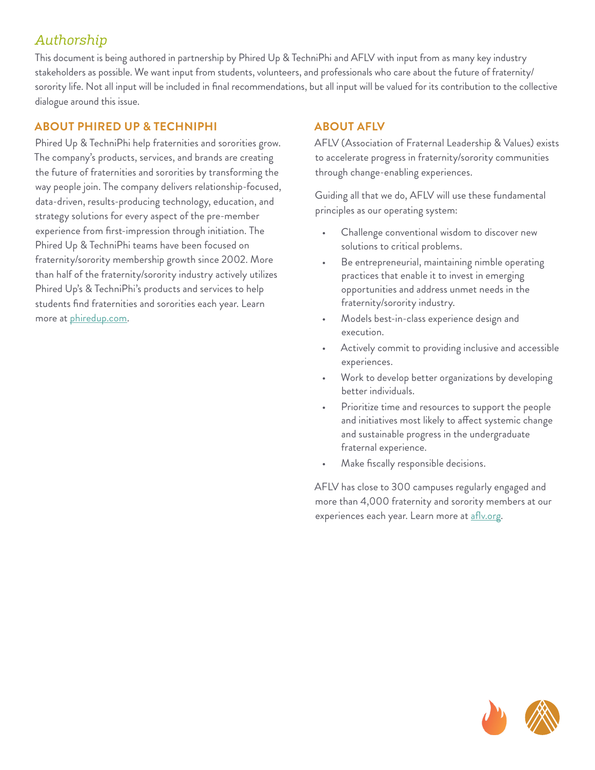## *Authorship*

This document is being authored in partnership by Phired Up & TechniPhi and AFLV with input from as many key industry stakeholders as possible. We want input from students, volunteers, and professionals who care about the future of fraternity/sorority life. Not all input will be included in final recommendations, but all input will be valued for its contribution to the collective dialogue around this issue.

### ABOUT PHIRED UP & TECHNIPHI

Phired Up & TechniPhi help fraternities and sororities grow. The company's products, services, and brands are creating the future of fraternities and sororities by transforming the way people join. The company delivers relationship-focused, data-driven, results-producing technology, education, and strategy solutions for every aspect of the pre-member experience from first-impression through initiation. The Phired Up & TechniPhi teams have been focused on fraternity/sorority membership growth since 2002. More than half of the fraternity/sorority industry actively utilizes Phired Up's & TechniPhi's products and services to help students find fraternities and sororities each year. Learn more at [phiredup.com](phiredup.com).

### ABOUT AFLV

AFLV (Association of Fraternal Leadership & Values) exists to accelerate progress in fraternity/sorority communities through change-enabling experiences.

Guiding all that we do, AFLV will use these fundamental principles as our operating system:

- Challenge conventional wisdom to discover new solutions to critical problems.
- Be entrepreneurial, maintaining nimble operating practices that enable it to invest in emerging opportunities and address unmet needs in the fraternity/sorority industry.
- Models best-in-class experience design and execution.
- Actively commit to providing inclusive and accessible experiences.
- Work to develop better organizations by developing better individuals.
- Prioritize time and resources to support the people and initiatives most likely to affect systemic change and sustainable progress in the undergraduate fraternal experience.
- Make fiscally responsible decisions.

AFLV has close to 300 campuses regularly engaged and more than 4,000 fraternity and sorority members at our experiences each year. Learn more at [aflv.org](aflv.org).